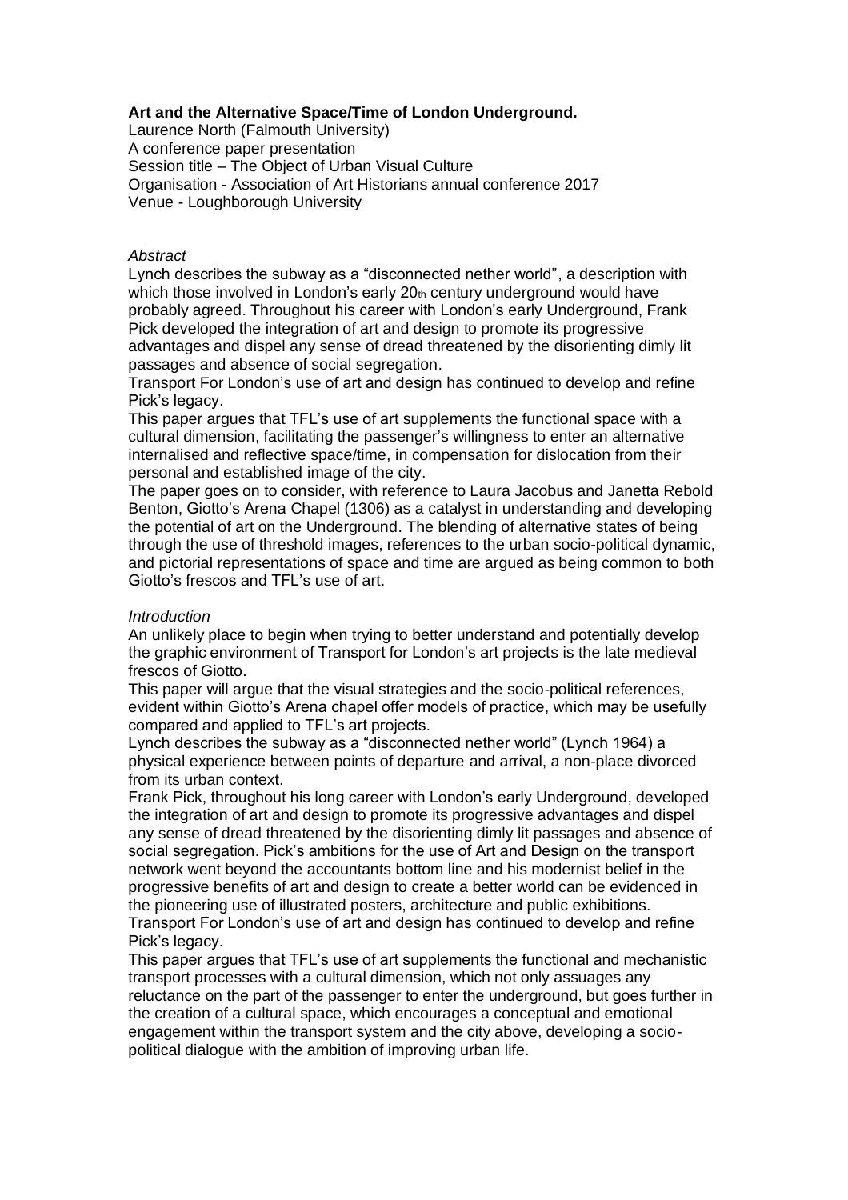**Art and the Alternative Space/Time of London Underground.**

Laurence North (Falmouth University)
A conference paper presentation
Session title – The Object of Urban Visual Culture
Organisation - Association of Art Historians annual conference 2017
Venue - Loughborough University

*Abstract*

Lynch describes the subway as a "disconnected nether world", a description with which those involved in London's early 20th century underground would have probably agreed. Throughout his career with London's early Underground, Frank Pick developed the integration of art and design to promote its progressive advantages and dispel any sense of dread threatened by the disorienting dimly lit passages and absence of social segregation.

Transport For London's use of art and design has continued to develop and refine Pick's legacy.

This paper argues that TFL's use of art supplements the functional space with a cultural dimension, facilitating the passenger's willingness to enter an alternative internalised and reflective space/time, in compensation for dislocation from their personal and established image of the city.

The paper goes on to consider, with reference to Laura Jacobus and Janetta Rebold Benton, Giotto's Arena Chapel (1306) as a catalyst in understanding and developing the potential of art on the Underground. The blending of alternative states of being through the use of threshold images, references to the urban socio-political dynamic, and pictorial representations of space and time are argued as being common to both Giotto's frescos and TFL's use of art.

*Introduction*

An unlikely place to begin when trying to better understand and potentially develop the graphic environment of Transport for London's art projects is the late medieval frescos of Giotto.

This paper will argue that the visual strategies and the socio-political references, evident within Giotto's Arena chapel offer models of practice, which may be usefully compared and applied to TFL's art projects.

Lynch describes the subway as a "disconnected nether world" (Lynch 1964) a physical experience between points of departure and arrival, a non-place divorced from its urban context.

Frank Pick, throughout his long career with London's early Underground, developed the integration of art and design to promote its progressive advantages and dispel any sense of dread threatened by the disorienting dimly lit passages and absence of social segregation. Pick's ambitions for the use of Art and Design on the transport network went beyond the accountants bottom line and his modernist belief in the progressive benefits of art and design to create a better world can be evidenced in the pioneering use of illustrated posters, architecture and public exhibitions.

Transport For London's use of art and design has continued to develop and refine Pick's legacy.

This paper argues that TFL's use of art supplements the functional and mechanistic transport processes with a cultural dimension, which not only assuages any reluctance on the part of the passenger to enter the underground, but goes further in the creation of a cultural space, which encourages a conceptual and emotional engagement within the transport system and the city above, developing a socio-political dialogue with the ambition of improving urban life.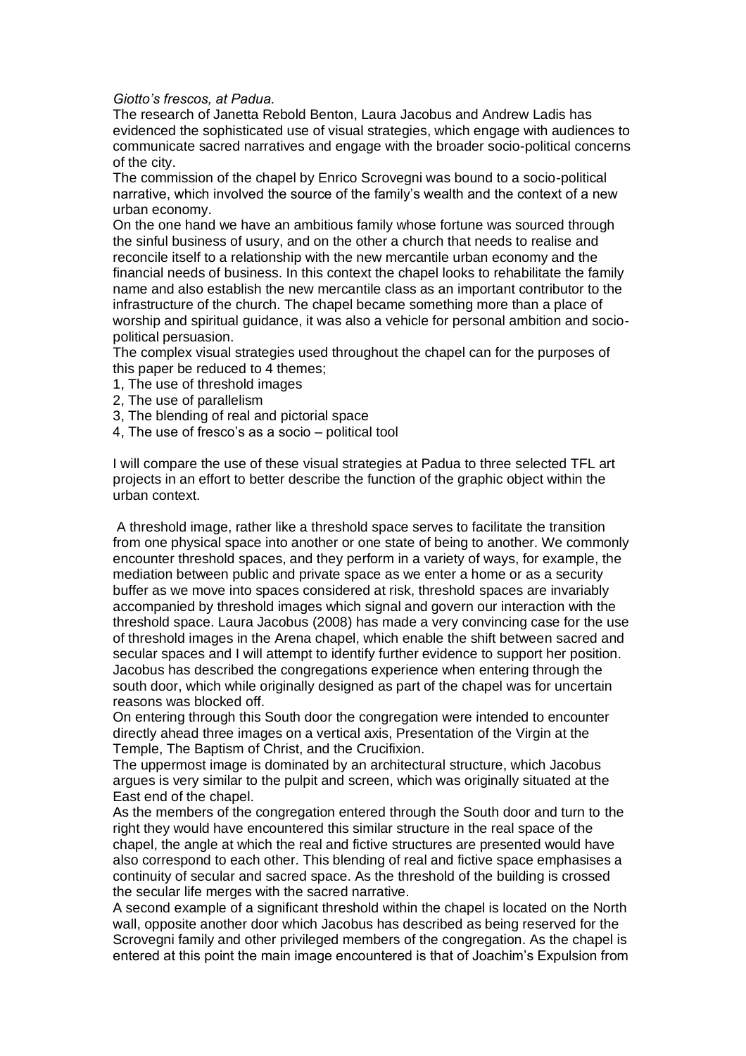*Giotto's frescos, at Padua.*

The research of Janetta Rebold Benton, Laura Jacobus and Andrew Ladis has evidenced the sophisticated use of visual strategies, which engage with audiences to communicate sacred narratives and engage with the broader socio-political concerns of the city.

The commission of the chapel by Enrico Scrovegni was bound to a socio-political narrative, which involved the source of the family's wealth and the context of a new urban economy.

On the one hand we have an ambitious family whose fortune was sourced through the sinful business of usury, and on the other a church that needs to realise and reconcile itself to a relationship with the new mercantile urban economy and the financial needs of business. In this context the chapel looks to rehabilitate the family name and also establish the new mercantile class as an important contributor to the infrastructure of the church. The chapel became something more than a place of worship and spiritual guidance, it was also a vehicle for personal ambition and socio-political persuasion.

The complex visual strategies used throughout the chapel can for the purposes of this paper be reduced to 4 themes;

1, The use of threshold images
2, The use of parallelism
3, The blending of real and pictorial space
4, The use of fresco's as a socio – political tool

I will compare the use of these visual strategies at Padua to three selected TFL art projects in an effort to better describe the function of the graphic object within the urban context.

A threshold image, rather like a threshold space serves to facilitate the transition from one physical space into another or one state of being to another. We commonly encounter threshold spaces, and they perform in a variety of ways, for example, the mediation between public and private space as we enter a home or as a security buffer as we move into spaces considered at risk, threshold spaces are invariably accompanied by threshold images which signal and govern our interaction with the threshold space. Laura Jacobus (2008) has made a very convincing case for the use of threshold images in the Arena chapel, which enable the shift between sacred and secular spaces and I will attempt to identify further evidence to support her position. Jacobus has described the congregations experience when entering through the south door, which while originally designed as part of the chapel was for uncertain reasons was blocked off.

On entering through this South door the congregation were intended to encounter directly ahead three images on a vertical axis, Presentation of the Virgin at the Temple, The Baptism of Christ, and the Crucifixion.

The uppermost image is dominated by an architectural structure, which Jacobus argues is very similar to the pulpit and screen, which was originally situated at the East end of the chapel.

As the members of the congregation entered through the South door and turn to the right they would have encountered this similar structure in the real space of the chapel, the angle at which the real and fictive structures are presented would have also correspond to each other. This blending of real and fictive space emphasises a continuity of secular and sacred space. As the threshold of the building is crossed the secular life merges with the sacred narrative.

A second example of a significant threshold within the chapel is located on the North wall, opposite another door which Jacobus has described as being reserved for the Scrovegni family and other privileged members of the congregation. As the chapel is entered at this point the main image encountered is that of Joachim's Expulsion from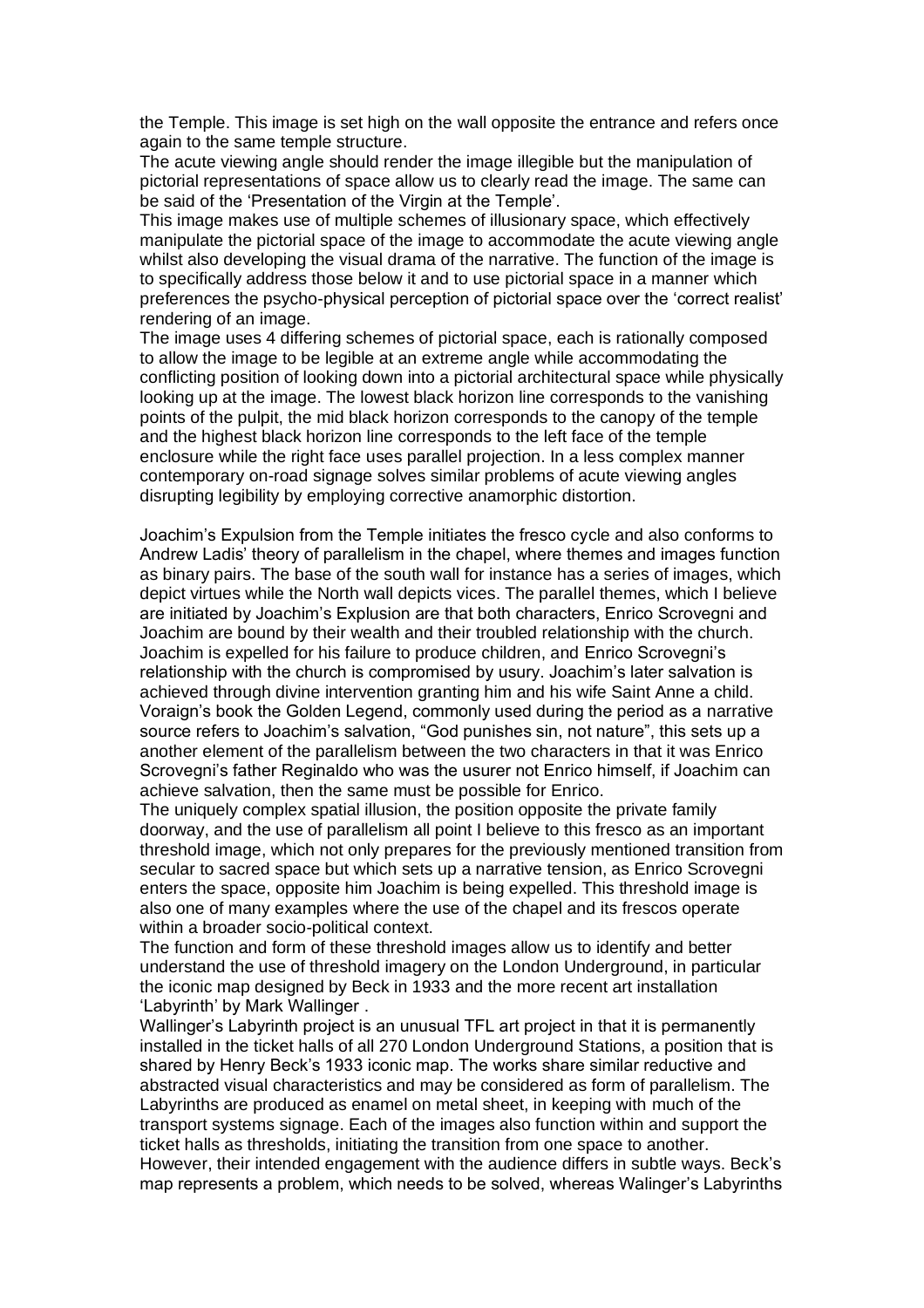the Temple. This image is set high on the wall opposite the entrance and refers once again to the same temple structure.
The acute viewing angle should render the image illegible but the manipulation of pictorial representations of space allow us to clearly read the image. The same can be said of the 'Presentation of the Virgin at the Temple'.
This image makes use of multiple schemes of illusionary space, which effectively manipulate the pictorial space of the image to accommodate the acute viewing angle whilst also developing the visual drama of the narrative. The function of the image is to specifically address those below it and to use pictorial space in a manner which preferences the psycho-physical perception of pictorial space over the 'correct realist' rendering of an image.
The image uses 4 differing schemes of pictorial space, each is rationally composed to allow the image to be legible at an extreme angle while accommodating the conflicting position of looking down into a pictorial architectural space while physically looking up at the image. The lowest black horizon line corresponds to the vanishing points of the pulpit, the mid black horizon corresponds to the canopy of the temple and the highest black horizon line corresponds to the left face of the temple enclosure while the right face uses parallel projection. In a less complex manner contemporary on-road signage solves similar problems of acute viewing angles disrupting legibility by employing corrective anamorphic distortion.

Joachim's Expulsion from the Temple initiates the fresco cycle and also conforms to Andrew Ladis' theory of parallelism in the chapel, where themes and images function as binary pairs. The base of the south wall for instance has a series of images, which depict virtues while the North wall depicts vices. The parallel themes, which I believe are initiated by Joachim's Explusion are that both characters, Enrico Scrovegni and Joachim are bound by their wealth and their troubled relationship with the church. Joachim is expelled for his failure to produce children, and Enrico Scrovegni's relationship with the church is compromised by usury. Joachim's later salvation is achieved through divine intervention granting him and his wife Saint Anne a child. Voraign's book the Golden Legend, commonly used during the period as a narrative source refers to Joachim's salvation, "God punishes sin, not nature", this sets up a another element of the parallelism between the two characters in that it was Enrico Scrovegni's father Reginaldo who was the usurer not Enrico himself, if Joachim can achieve salvation, then the same must be possible for Enrico.
The uniquely complex spatial illusion, the position opposite the private family doorway, and the use of parallelism all point I believe to this fresco as an important threshold image, which not only prepares for the previously mentioned transition from secular to sacred space but which sets up a narrative tension, as Enrico Scrovegni enters the space, opposite him Joachim is being expelled. This threshold image is also one of many examples where the use of the chapel and its frescos operate within a broader socio-political context.
The function and form of these threshold images allow us to identify and better understand the use of threshold imagery on the London Underground, in particular the iconic map designed by Beck in 1933 and the more recent art installation 'Labyrinth' by Mark Wallinger .
Wallinger's Labyrinth project is an unusual TFL art project in that it is permanently installed in the ticket halls of all 270 London Underground Stations, a position that is shared by Henry Beck's 1933 iconic map. The works share similar reductive and abstracted visual characteristics and may be considered as form of parallelism. The Labyrinths are produced as enamel on metal sheet, in keeping with much of the transport systems signage. Each of the images also function within and support the ticket halls as thresholds, initiating the transition from one space to another. However, their intended engagement with the audience differs in subtle ways. Beck's map represents a problem, which needs to be solved, whereas Walinger's Labyrinths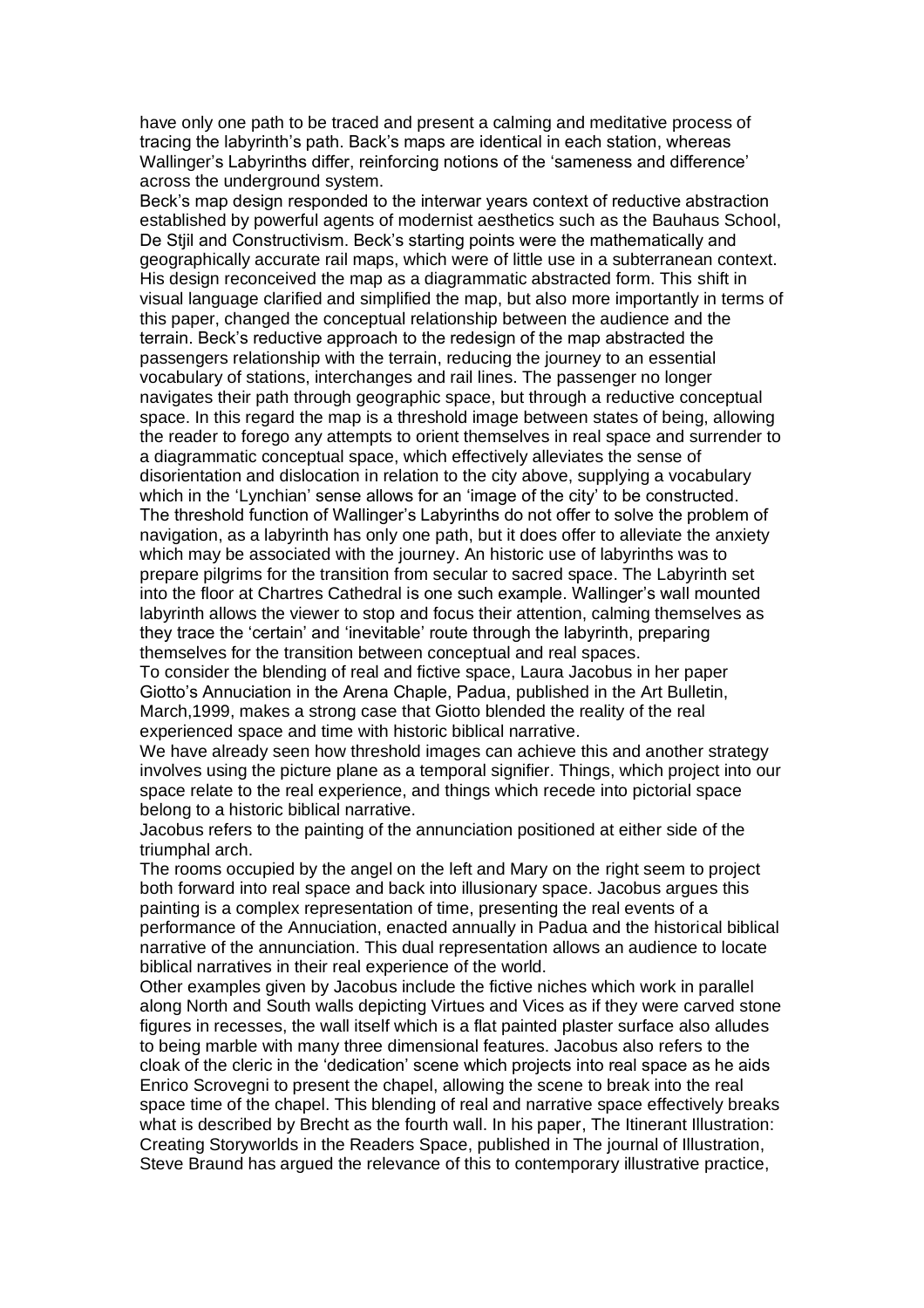have only one path to be traced and present a calming and meditative process of tracing the labyrinth's path. Back's maps are identical in each station, whereas Wallinger's Labyrinths differ, reinforcing notions of the 'sameness and difference' across the underground system.

Beck's map design responded to the interwar years context of reductive abstraction established by powerful agents of modernist aesthetics such as the Bauhaus School, De Stjil and Constructivism. Beck's starting points were the mathematically and geographically accurate rail maps, which were of little use in a subterranean context. His design reconceived the map as a diagrammatic abstracted form. This shift in visual language clarified and simplified the map, but also more importantly in terms of this paper, changed the conceptual relationship between the audience and the terrain. Beck's reductive approach to the redesign of the map abstracted the passengers relationship with the terrain, reducing the journey to an essential vocabulary of stations, interchanges and rail lines. The passenger no longer navigates their path through geographic space, but through a reductive conceptual space. In this regard the map is a threshold image between states of being, allowing the reader to forego any attempts to orient themselves in real space and surrender to a diagrammatic conceptual space, which effectively alleviates the sense of disorientation and dislocation in relation to the city above, supplying a vocabulary which in the 'Lynchian' sense allows for an 'image of the city' to be constructed.

The threshold function of Wallinger's Labyrinths do not offer to solve the problem of navigation, as a labyrinth has only one path, but it does offer to alleviate the anxiety which may be associated with the journey. An historic use of labyrinths was to prepare pilgrims for the transition from secular to sacred space. The Labyrinth set into the floor at Chartres Cathedral is one such example. Wallinger's wall mounted labyrinth allows the viewer to stop and focus their attention, calming themselves as they trace the 'certain' and 'inevitable' route through the labyrinth, preparing themselves for the transition between conceptual and real spaces.

To consider the blending of real and fictive space, Laura Jacobus in her paper Giotto's Annuciation in the Arena Chaple, Padua, published in the Art Bulletin, March,1999, makes a strong case that Giotto blended the reality of the real experienced space and time with historic biblical narrative.

We have already seen how threshold images can achieve this and another strategy involves using the picture plane as a temporal signifier. Things, which project into our space relate to the real experience, and things which recede into pictorial space belong to a historic biblical narrative.

Jacobus refers to the painting of the annunciation positioned at either side of the triumphal arch.

The rooms occupied by the angel on the left and Mary on the right seem to project both forward into real space and back into illusionary space. Jacobus argues this painting is a complex representation of time, presenting the real events of a performance of the Annuciation, enacted annually in Padua and the historical biblical narrative of the annunciation. This dual representation allows an audience to locate biblical narratives in their real experience of the world.

Other examples given by Jacobus include the fictive niches which work in parallel along North and South walls depicting Virtues and Vices as if they were carved stone figures in recesses, the wall itself which is a flat painted plaster surface also alludes to being marble with many three dimensional features. Jacobus also refers to the cloak of the cleric in the 'dedication' scene which projects into real space as he aids Enrico Scrovegni to present the chapel, allowing the scene to break into the real space time of the chapel. This blending of real and narrative space effectively breaks what is described by Brecht as the fourth wall. In his paper, The Itinerant Illustration: Creating Storyworlds in the Readers Space, published in The journal of Illustration, Steve Braund has argued the relevance of this to contemporary illustrative practice,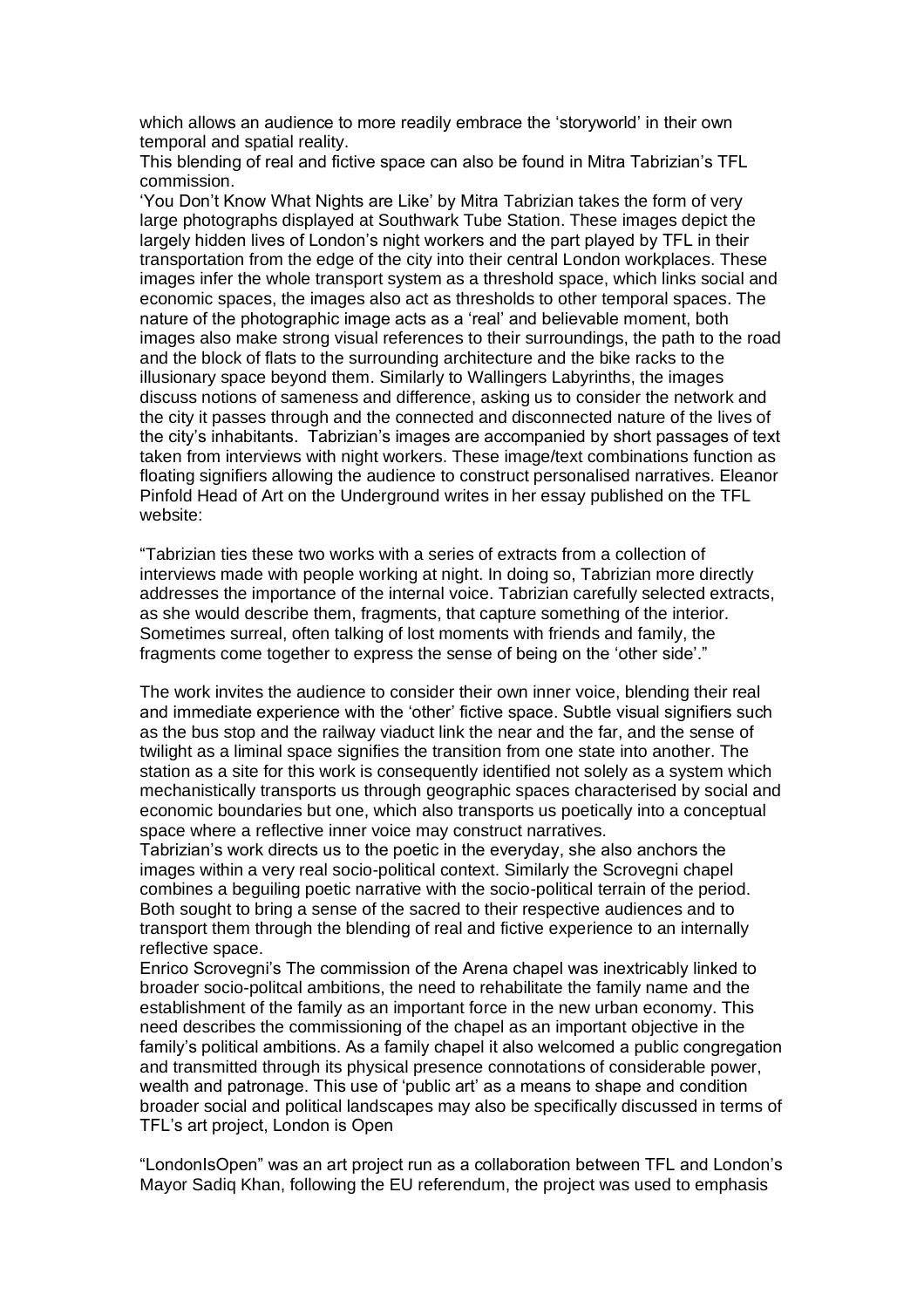which allows an audience to more readily embrace the 'storyworld' in their own temporal and spatial reality.

This blending of real and fictive space can also be found in Mitra Tabrizian's TFL commission.

'You Don't Know What Nights are Like' by Mitra Tabrizian takes the form of very large photographs displayed at Southwark Tube Station. These images depict the largely hidden lives of London's night workers and the part played by TFL in their transportation from the edge of the city into their central London workplaces. These images infer the whole transport system as a threshold space, which links social and economic spaces, the images also act as thresholds to other temporal spaces. The nature of the photographic image acts as a 'real' and believable moment, both images also make strong visual references to their surroundings, the path to the road and the block of flats to the surrounding architecture and the bike racks to the illusionary space beyond them. Similarly to Wallingers Labyrinths, the images discuss notions of sameness and difference, asking us to consider the network and the city it passes through and the connected and disconnected nature of the lives of the city's inhabitants. Tabrizian's images are accompanied by short passages of text taken from interviews with night workers. These image/text combinations function as floating signifiers allowing the audience to construct personalised narratives. Eleanor Pinfold Head of Art on the Underground writes in her essay published on the TFL website:

"Tabrizian ties these two works with a series of extracts from a collection of interviews made with people working at night. In doing so, Tabrizian more directly addresses the importance of the internal voice. Tabrizian carefully selected extracts, as she would describe them, fragments, that capture something of the interior. Sometimes surreal, often talking of lost moments with friends and family, the fragments come together to express the sense of being on the 'other side'."

The work invites the audience to consider their own inner voice, blending their real and immediate experience with the 'other' fictive space. Subtle visual signifiers such as the bus stop and the railway viaduct link the near and the far, and the sense of twilight as a liminal space signifies the transition from one state into another. The station as a site for this work is consequently identified not solely as a system which mechanistically transports us through geographic spaces characterised by social and economic boundaries but one, which also transports us poetically into a conceptual space where a reflective inner voice may construct narratives.

Tabrizian's work directs us to the poetic in the everyday, she also anchors the images within a very real socio-political context. Similarly the Scrovegni chapel combines a beguiling poetic narrative with the socio-political terrain of the period. Both sought to bring a sense of the sacred to their respective audiences and to transport them through the blending of real and fictive experience to an internally reflective space.

Enrico Scrovegni's The commission of the Arena chapel was inextricably linked to broader socio-politcal ambitions, the need to rehabilitate the family name and the establishment of the family as an important force in the new urban economy. This need describes the commissioning of the chapel as an important objective in the family's political ambitions. As a family chapel it also welcomed a public congregation and transmitted through its physical presence connotations of considerable power, wealth and patronage. This use of 'public art' as a means to shape and condition broader social and political landscapes may also be specifically discussed in terms of TFL's art project, London is Open

"LondonIsOpen" was an art project run as a collaboration between TFL and London's Mayor Sadiq Khan, following the EU referendum, the project was used to emphasis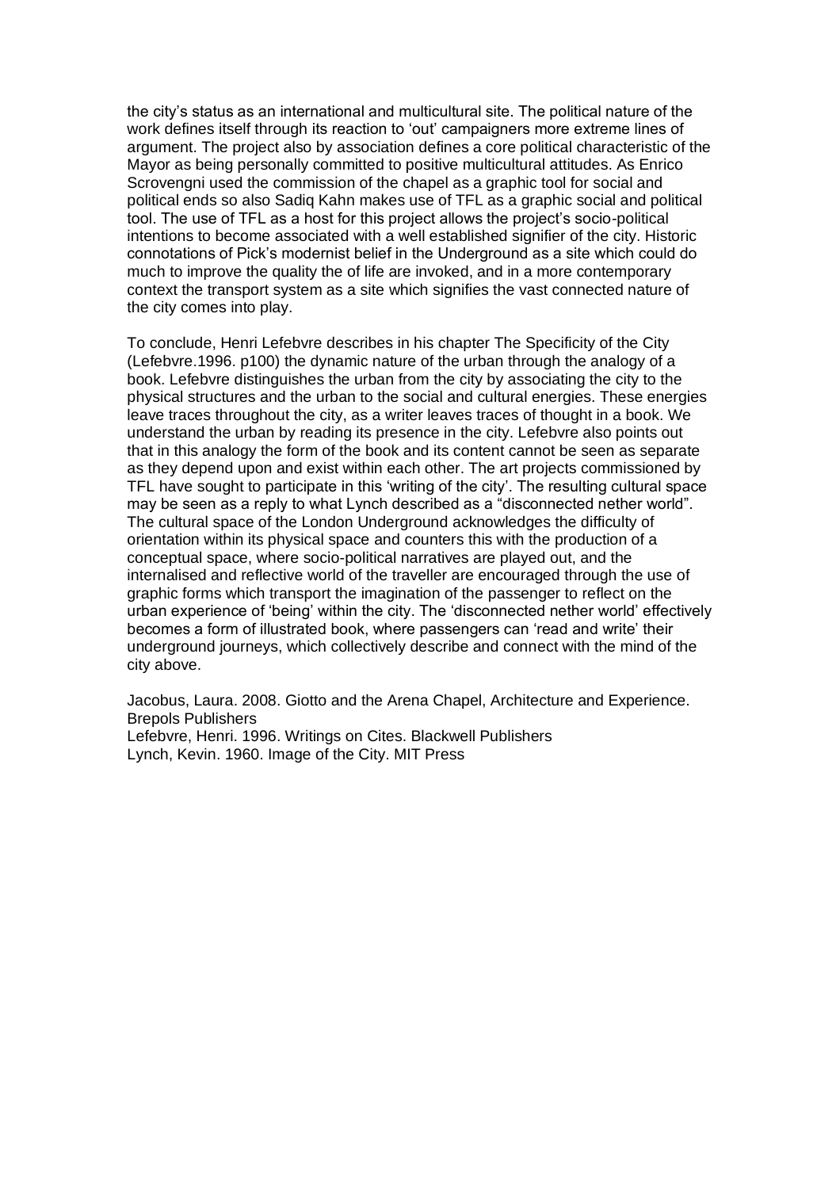the city's status as an international and multicultural site. The political nature of the work defines itself through its reaction to 'out' campaigners more extreme lines of argument. The project also by association defines a core political characteristic of the Mayor as being personally committed to positive multicultural attitudes. As Enrico Scrovengni used the commission of the chapel as a graphic tool for social and political ends so also Sadiq Kahn makes use of TFL as a graphic social and political tool. The use of TFL as a host for this project allows the project's socio-political intentions to become associated with a well established signifier of the city. Historic connotations of Pick's modernist belief in the Underground as a site which could do much to improve the quality the of life are invoked, and in a more contemporary context the transport system as a site which signifies the vast connected nature of the city comes into play.

To conclude, Henri Lefebvre describes in his chapter The Specificity of the City (Lefebvre.1996. p100) the dynamic nature of the urban through the analogy of a book. Lefebvre distinguishes the urban from the city by associating the city to the physical structures and the urban to the social and cultural energies. These energies leave traces throughout the city, as a writer leaves traces of thought in a book. We understand the urban by reading its presence in the city. Lefebvre also points out that in this analogy the form of the book and its content cannot be seen as separate as they depend upon and exist within each other. The art projects commissioned by TFL have sought to participate in this 'writing of the city'. The resulting cultural space may be seen as a reply to what Lynch described as a "disconnected nether world". The cultural space of the London Underground acknowledges the difficulty of orientation within its physical space and counters this with the production of a conceptual space, where socio-political narratives are played out, and the internalised and reflective world of the traveller are encouraged through the use of graphic forms which transport the imagination of the passenger to reflect on the urban experience of 'being' within the city. The 'disconnected nether world' effectively becomes a form of illustrated book, where passengers can 'read and write' their underground journeys, which collectively describe and connect with the mind of the city above.

Jacobus, Laura. 2008. Giotto and the Arena Chapel, Architecture and Experience. Brepols Publishers
Lefebvre, Henri. 1996. Writings on Cites. Blackwell Publishers
Lynch, Kevin. 1960. Image of the City. MIT Press